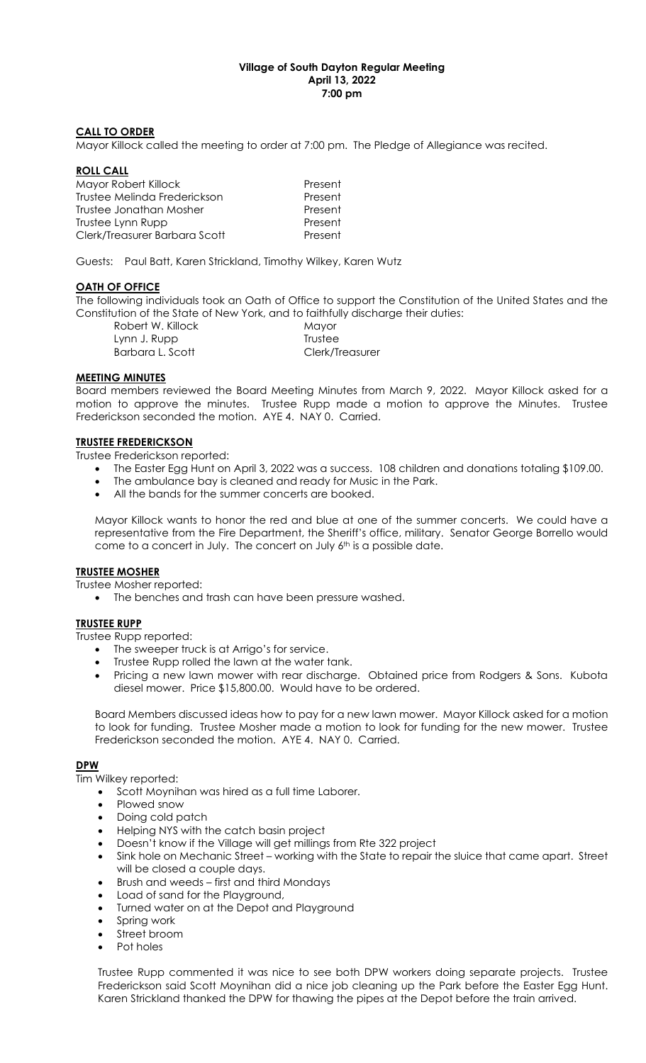# Village of South Dayton Regular Meeting
**April 13, 2022**
**7:00 pm**

## CALL TO ORDER

Mayor Killock called the meeting to order at 7:00 pm. The Pledge of Allegiance was recited.

## ROLL CALL

| | |
|---|---|
| Mayor Robert Killock | Present |
| Trustee Melinda Frederickson | Present |
| Trustee Jonathan Mosher | Present |
| Trustee Lynn Rupp | Present |
| Clerk/Treasurer Barbara Scott | Present |

Guests: Paul Batt, Karen Strickland, Timothy Wilkey, Karen Wutz

## OATH OF OFFICE

The following individuals took an Oath of Office to support the Constitution of the United States and the Constitution of the State of New York, and to faithfully discharge their duties:

| | |
|---|---|
| Robert W. Killock | Mayor |
| Lynn J. Rupp | Trustee |
| Barbara L. Scott | Clerk/Treasurer |

## MEETING MINUTES

Board members reviewed the Board Meeting Minutes from March 9, 2022. Mayor Killock asked for a motion to approve the minutes. Trustee Rupp made a motion to approve the Minutes. Trustee Frederickson seconded the motion. AYE 4. NAY 0. Carried.

## TRUSTEE FREDERICKSON

Trustee Frederickson reported:

- The Easter Egg Hunt on April 3, 2022 was a success. 108 children and donations totaling $109.00.
- The ambulance bay is cleaned and ready for Music in the Park.
- All the bands for the summer concerts are booked.

Mayor Killock wants to honor the red and blue at one of the summer concerts. We could have a representative from the Fire Department, the Sheriff's office, military. Senator George Borrello would come to a concert in July. The concert on July 6th is a possible date.

## TRUSTEE MOSHER

Trustee Mosher reported:

- The benches and trash can have been pressure washed.

## TRUSTEE RUPP

Trustee Rupp reported:

- The sweeper truck is at Arrigo's for service.
- Trustee Rupp rolled the lawn at the water tank.
- Pricing a new lawn mower with rear discharge. Obtained price from Rodgers & Sons. Kubota diesel mower. Price $15,800.00. Would have to be ordered.

Board Members discussed ideas how to pay for a new lawn mower. Mayor Killock asked for a motion to look for funding. Trustee Mosher made a motion to look for funding for the new mower. Trustee Frederickson seconded the motion. AYE 4. NAY 0. Carried.

## DPW

Tim Wilkey reported:

- Scott Moynihan was hired as a full time Laborer.
- Plowed snow
- Doing cold patch
- Helping NYS with the catch basin project
- Doesn't know if the Village will get millings from Rte 322 project
- Sink hole on Mechanic Street – working with the State to repair the sluice that came apart. Street will be closed a couple days.
- Brush and weeds – first and third Mondays
- Load of sand for the Playground,
- Turned water on at the Depot and Playground
- Spring work
- Street broom
- Pot holes

Trustee Rupp commented it was nice to see both DPW workers doing separate projects. Trustee Frederickson said Scott Moynihan did a nice job cleaning up the Park before the Easter Egg Hunt. Karen Strickland thanked the DPW for thawing the pipes at the Depot before the train arrived.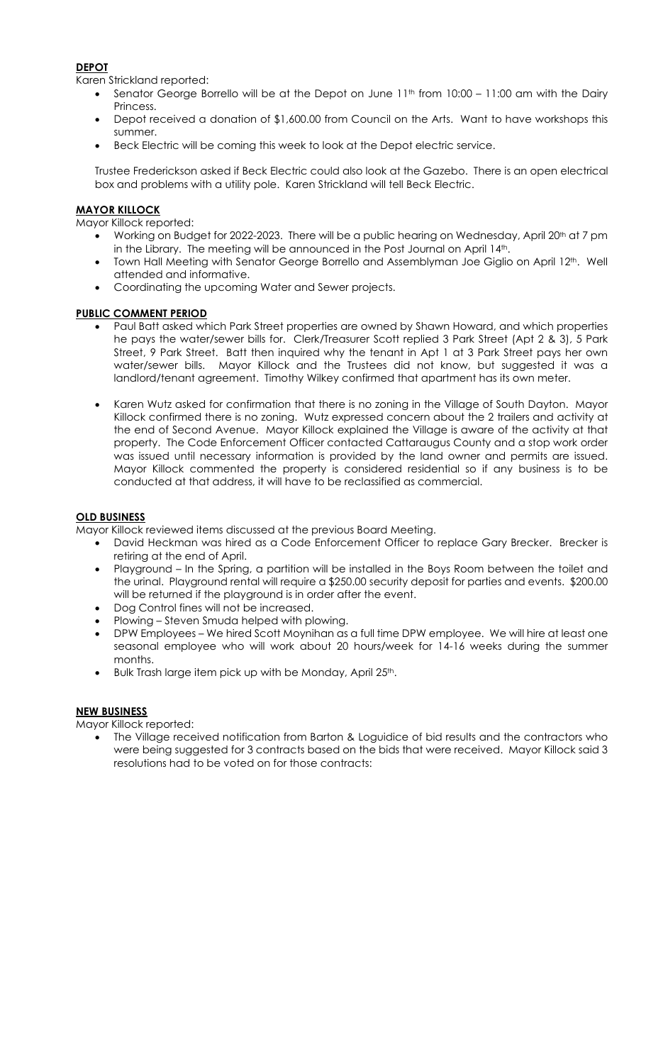**DEPOT**

Karen Strickland reported:

- Senator George Borrello will be at the Depot on June 11th from 10:00 – 11:00 am with the Dairy Princess.
- Depot received a donation of $1,600.00 from Council on the Arts. Want to have workshops this summer.
- Beck Electric will be coming this week to look at the Depot electric service.

Trustee Frederickson asked if Beck Electric could also look at the Gazebo. There is an open electrical box and problems with a utility pole. Karen Strickland will tell Beck Electric.

**MAYOR KILLOCK**

Mayor Killock reported:

- Working on Budget for 2022-2023. There will be a public hearing on Wednesday, April 20th at 7 pm in the Library. The meeting will be announced in the Post Journal on April 14th.
- Town Hall Meeting with Senator George Borrello and Assemblyman Joe Giglio on April 12th. Well attended and informative.
- Coordinating the upcoming Water and Sewer projects.

**PUBLIC COMMENT PERIOD**

- Paul Batt asked which Park Street properties are owned by Shawn Howard, and which properties he pays the water/sewer bills for. Clerk/Treasurer Scott replied 3 Park Street (Apt 2 & 3), 5 Park Street, 9 Park Street. Batt then inquired why the tenant in Apt 1 at 3 Park Street pays her own water/sewer bills. Mayor Killock and the Trustees did not know, but suggested it was a landlord/tenant agreement. Timothy Wilkey confirmed that apartment has its own meter.

- Karen Wutz asked for confirmation that there is no zoning in the Village of South Dayton. Mayor Killock confirmed there is no zoning. Wutz expressed concern about the 2 trailers and activity at the end of Second Avenue. Mayor Killock explained the Village is aware of the activity at that property. The Code Enforcement Officer contacted Cattaraugus County and a stop work order was issued until necessary information is provided by the land owner and permits are issued. Mayor Killock commented the property is considered residential so if any business is to be conducted at that address, it will have to be reclassified as commercial.

**OLD BUSINESS**

Mayor Killock reviewed items discussed at the previous Board Meeting.

- David Heckman was hired as a Code Enforcement Officer to replace Gary Brecker. Brecker is retiring at the end of April.
- Playground – In the Spring, a partition will be installed in the Boys Room between the toilet and the urinal. Playground rental will require a $250.00 security deposit for parties and events. $200.00 will be returned if the playground is in order after the event.
- Dog Control fines will not be increased.
- Plowing – Steven Smuda helped with plowing.
- DPW Employees – We hired Scott Moynihan as a full time DPW employee. We will hire at least one seasonal employee who will work about 20 hours/week for 14-16 weeks during the summer months.
- Bulk Trash large item pick up with be Monday, April 25th.

**NEW BUSINESS**

Mayor Killock reported:

- The Village received notification from Barton & Loguidice of bid results and the contractors who were being suggested for 3 contracts based on the bids that were received. Mayor Killock said 3 resolutions had to be voted on for those contracts: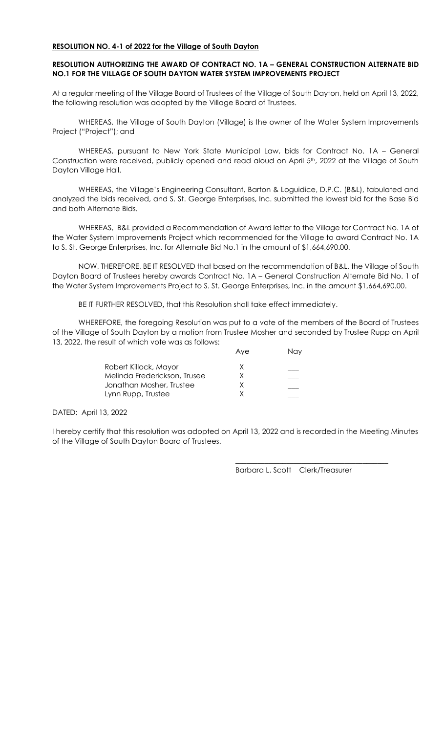**RESOLUTION NO. 4-1 of 2022 for the Village of South Dayton**

**RESOLUTION AUTHORIZING THE AWARD OF CONTRACT NO. 1A – GENERAL CONSTRUCTION ALTERNATE BID NO.1 FOR THE VILLAGE OF SOUTH DAYTON WATER SYSTEM IMPROVEMENTS PROJECT**

At a regular meeting of the Village Board of Trustees of the Village of South Dayton, held on April 13, 2022, the following resolution was adopted by the Village Board of Trustees.

WHEREAS, the Village of South Dayton (Village) is the owner of the Water System Improvements Project ("Project"); and

WHEREAS, pursuant to New York State Municipal Law, bids for Contract No. 1A – General Construction were received, publicly opened and read aloud on April 5th, 2022 at the Village of South Dayton Village Hall.

WHEREAS, the Village's Engineering Consultant, Barton & Loguidice, D.P.C. (B&L), tabulated and analyzed the bids received, and S. St. George Enterprises, Inc. submitted the lowest bid for the Base Bid and both Alternate Bids.

WHEREAS, B&L provided a Recommendation of Award letter to the Village for Contract No. 1A of the Water System Improvements Project which recommended for the Village to award Contract No. 1A to S. St. George Enterprises, Inc. for Alternate Bid No.1 in the amount of $1,664,690.00.

NOW, THEREFORE, BE IT RESOLVED that based on the recommendation of B&L, the Village of South Dayton Board of Trustees hereby awards Contract No. 1A – General Construction Alternate Bid No. 1 of the Water System Improvements Project to S. St. George Enterprises, Inc. in the amount $1,664,690.00.

BE IT FURTHER RESOLVED**,** that this Resolution shall take effect immediately.

WHEREFORE, the foregoing Resolution was put to a vote of the members of the Board of Trustees of the Village of South Dayton by a motion from Trustee Mosher and seconded by Trustee Rupp on April 13, 2022, the result of which vote was as follows:

| | Aye | Nay |
|---|---|---|
| Robert Killock, Mayor | X | ___ |
| Melinda Frederickson, Trusee | X | ___ |
| Jonathan Mosher, Trustee | X | ___ |
| Lynn Rupp, Trustee | X | ___ |

DATED: April 13, 2022

I hereby certify that this resolution was adopted on April 13, 2022 and is recorded in the Meeting Minutes of the Village of South Dayton Board of Trustees.

\_\_\_\_\_\_\_\_\_\_\_\_\_\_\_\_\_\_\_\_\_\_\_\_\_\_\_\_\_\_\_\_\_\_\_\_\_\_\_\_

Barbara L. Scott  Clerk/Treasurer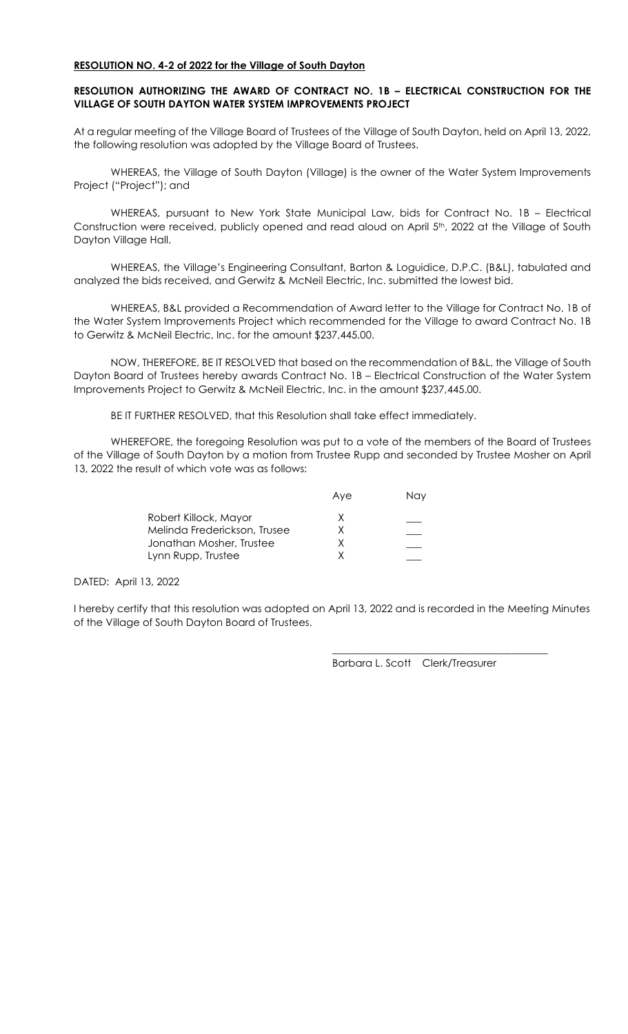**RESOLUTION NO. 4-2 of 2022 for the Village of South Dayton**

**RESOLUTION AUTHORIZING THE AWARD OF CONTRACT NO. 1B – ELECTRICAL CONSTRUCTION FOR THE VILLAGE OF SOUTH DAYTON WATER SYSTEM IMPROVEMENTS PROJECT**

At a regular meeting of the Village Board of Trustees of the Village of South Dayton, held on April 13, 2022, the following resolution was adopted by the Village Board of Trustees.

WHEREAS, the Village of South Dayton (Village) is the owner of the Water System Improvements Project ("Project"); and

WHEREAS, pursuant to New York State Municipal Law, bids for Contract No. 1B – Electrical Construction were received, publicly opened and read aloud on April 5th, 2022 at the Village of South Dayton Village Hall.

WHEREAS, the Village's Engineering Consultant, Barton & Loguidice, D.P.C. (B&L), tabulated and analyzed the bids received, and Gerwitz & McNeil Electric, Inc. submitted the lowest bid.

WHEREAS, B&L provided a Recommendation of Award letter to the Village for Contract No. 1B of the Water System Improvements Project which recommended for the Village to award Contract No. 1B to Gerwitz & McNeil Electric, Inc. for the amount $237,445.00.

NOW, THEREFORE, BE IT RESOLVED that based on the recommendation of B&L, the Village of South Dayton Board of Trustees hereby awards Contract No. 1B – Electrical Construction of the Water System Improvements Project to Gerwitz & McNeil Electric, Inc. in the amount $237,445.00.

BE IT FURTHER RESOLVED, that this Resolution shall take effect immediately.

WHEREFORE, the foregoing Resolution was put to a vote of the members of the Board of Trustees of the Village of South Dayton by a motion from Trustee Rupp and seconded by Trustee Mosher on April 13, 2022 the result of which vote was as follows:

| | Aye | Nay |
|---|---|---|
| Robert Killock, Mayor | X | ___ |
| Melinda Frederickson, Trusee | X | ___ |
| Jonathan Mosher, Trustee | X | ___ |
| Lynn Rupp, Trustee | X | ___ |

DATED: April 13, 2022

I hereby certify that this resolution was adopted on April 13, 2022 and is recorded in the Meeting Minutes of the Village of South Dayton Board of Trustees.

\_\_\_\_\_\_\_\_\_\_\_\_\_\_\_\_\_\_\_\_\_\_\_\_\_\_\_\_\_\_\_\_\_\_\_\_\_\_\_\_

Barbara L. Scott Clerk/Treasurer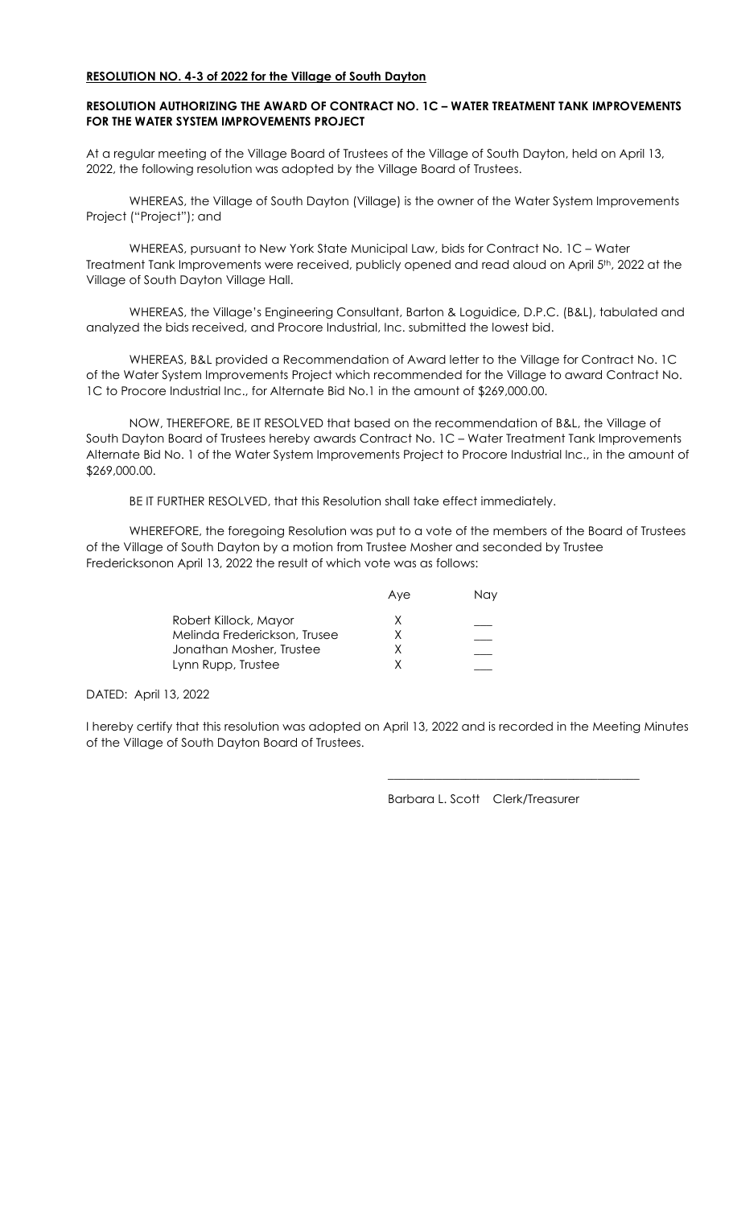**RESOLUTION NO. 4-3 of 2022 for the Village of South Dayton**

**RESOLUTION AUTHORIZING THE AWARD OF CONTRACT NO. 1C – WATER TREATMENT TANK IMPROVEMENTS FOR THE WATER SYSTEM IMPROVEMENTS PROJECT**

At a regular meeting of the Village Board of Trustees of the Village of South Dayton, held on April 13, 2022, the following resolution was adopted by the Village Board of Trustees.

WHEREAS, the Village of South Dayton (Village) is the owner of the Water System Improvements Project ("Project"); and

WHEREAS, pursuant to New York State Municipal Law, bids for Contract No. 1C – Water Treatment Tank Improvements were received, publicly opened and read aloud on April 5th, 2022 at the Village of South Dayton Village Hall.

WHEREAS, the Village's Engineering Consultant, Barton & Loguidice, D.P.C. (B&L), tabulated and analyzed the bids received, and Procore Industrial, Inc. submitted the lowest bid.

WHEREAS, B&L provided a Recommendation of Award letter to the Village for Contract No. 1C of the Water System Improvements Project which recommended for the Village to award Contract No. 1C to Procore Industrial Inc., for Alternate Bid No.1 in the amount of $269,000.00.

NOW, THEREFORE, BE IT RESOLVED that based on the recommendation of B&L, the Village of South Dayton Board of Trustees hereby awards Contract No. 1C – Water Treatment Tank Improvements Alternate Bid No. 1 of the Water System Improvements Project to Procore Industrial Inc., in the amount of $269,000.00.

BE IT FURTHER RESOLVED, that this Resolution shall take effect immediately.

WHEREFORE, the foregoing Resolution was put to a vote of the members of the Board of Trustees of the Village of South Dayton by a motion from Trustee Mosher and seconded by Trustee Fredericksonon April 13, 2022 the result of which vote was as follows:

| | Aye | Nay |
|---|---|---|
| Robert Killock, Mayor | X | ___ |
| Melinda Frederickson, Trusee | X | ___ |
| Jonathan Mosher, Trustee | X | ___ |
| Lynn Rupp, Trustee | X | ___ |

DATED: April 13, 2022

I hereby certify that this resolution was adopted on April 13, 2022 and is recorded in the Meeting Minutes of the Village of South Dayton Board of Trustees.

\_\_\_\_\_\_\_\_\_\_\_\_\_\_\_\_\_\_\_\_\_\_\_\_\_\_\_\_\_\_\_\_\_\_\_\_\_\_\_\_

Barbara L. Scott Clerk/Treasurer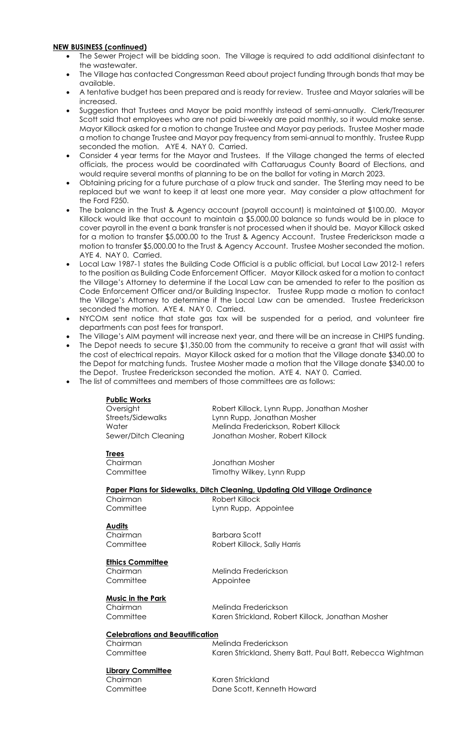**NEW BUSINESS (continued)**

- The Sewer Project will be bidding soon. The Village is required to add additional disinfectant to the wastewater.
- The Village has contacted Congressman Reed about project funding through bonds that may be available.
- A tentative budget has been prepared and is ready for review. Trustee and Mayor salaries will be increased.
- Suggestion that Trustees and Mayor be paid monthly instead of semi-annually. Clerk/Treasurer Scott said that employees who are not paid bi-weekly are paid monthly, so it would make sense. Mayor Killock asked for a motion to change Trustee and Mayor pay periods. Trustee Mosher made a motion to change Trustee and Mayor pay frequency from semi-annual to monthly. Trustee Rupp seconded the motion. AYE 4. NAY 0. Carried.
- Consider 4 year terms for the Mayor and Trustees. If the Village changed the terms of elected officials, the process would be coordinated with Cattaruagus County Board of Elections, and would require several months of planning to be on the ballot for voting in March 2023.
- Obtaining pricing for a future purchase of a plow truck and sander. The Sterling may need to be replaced but we want to keep it at least one more year. May consider a plow attachment for the Ford F250.
- The balance in the Trust & Agency account (payroll account) is maintained at $100.00. Mayor Killock would like that account to maintain a $5,000.00 balance so funds would be in place to cover payroll in the event a bank transfer is not processed when it should be. Mayor Killock asked for a motion to transfer $5,000.00 to the Trust & Agency Account. Trustee Frederickson made a motion to transfer $5,000.00 to the Trust & Agency Account. Trustee Mosher seconded the motion. AYE 4. NAY 0. Carried.
- Local Law 1987-1 states the Building Code Official is a public official, but Local Law 2012-1 refers to the position as Building Code Enforcement Officer. Mayor Killock asked for a motion to contact the Village's Attorney to determine if the Local Law can be amended to refer to the position as Code Enforcement Officer and/or Building Inspector. Trustee Rupp made a motion to contact the Village's Attorney to determine if the Local Law can be amended. Trustee Frederickson seconded the motion. AYE 4. NAY 0. Carried.
- NYCOM sent notice that state gas tax will be suspended for a period, and volunteer fire departments can post fees for transport.
- The Village's AIM payment will increase next year, and there will be an increase in CHIPS funding.
- The Depot needs to secure $1,350.00 from the community to receive a grant that will assist with the cost of electrical repairs. Mayor Killock asked for a motion that the Village donate $340.00 to the Depot for matching funds. Trustee Mosher made a motion that the Village donate $340.00 to the Depot. Trustee Frederickson seconded the motion. AYE 4. NAY 0. Carried.
- The list of committees and members of those committees are as follows:

**Public Works**

| | |
|---|---|
| Oversight | Robert Killock, Lynn Rupp, Jonathan Mosher |
| Streets/Sidewalks | Lynn Rupp, Jonathan Mosher |
| Water | Melinda Frederickson, Robert Killock |
| Sewer/Ditch Cleaning | Jonathan Mosher, Robert Killock |

**Trees**

| | |
|---|---|
| Chairman | Jonathan Mosher |
| Committee | Timothy Wilkey, Lynn Rupp |

**Paper Plans for Sidewalks, Ditch Cleaning, Updating Old Village Ordinance**

| | |
|---|---|
| Chairman | Robert Killock |
| Committee | Lynn Rupp, Appointee |

**Audits**

| | |
|---|---|
| Chairman | Barbara Scott |
| Committee | Robert Killock, Sally Harris |

**Ethics Committee**

| | |
|---|---|
| Chairman | Melinda Frederickson |
| Committee | Appointee |

**Music in the Park**

| | |
|---|---|
| Chairman | Melinda Frederickson |
| Committee | Karen Strickland, Robert Killock, Jonathan Mosher |

**Celebrations and Beautification**

| | |
|---|---|
| Chairman | Melinda Frederickson |
| Committee | Karen Strickland, Sherry Batt, Paul Batt, Rebecca Wightman |

**Library Committee**

| | |
|---|---|
| Chairman | Karen Strickland |
| Committee | Dane Scott, Kenneth Howard |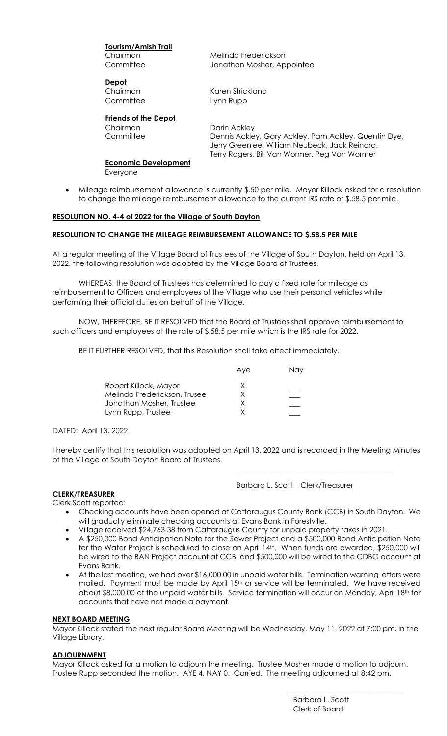**Tourism/Amish Trail**

Chairman Melinda Frederickson
Committee Jonathan Mosher, Appointee

**Depot**

Chairman Karen Strickland
Committee Lynn Rupp

**Friends of the Depot**

Chairman Darin Ackley
Committee Dennis Ackley, Gary Ackley, Pam Ackley, Quentin Dye, Jerry Greenlee, William Neubeck, Jack Reinard, Terry Rogers, Bill Van Wormer, Peg Van Wormer

**Economic Development**

Everyone

- Mileage reimbursement allowance is currently $.50 per mile. Mayor Killock asked for a resolution to change the mileage reimbursement allowance to the current IRS rate of $.58.5 per mile.

**RESOLUTION NO. 4-4 of 2022 for the Village of South Dayton**

**RESOLUTION TO CHANGE THE MILEAGE REIMBURSEMENT ALLOWANCE TO $.58.5 PER MILE**

At a regular meeting of the Village Board of Trustees of the Village of South Dayton, held on April 13, 2022, the following resolution was adopted by the Village Board of Trustees.

WHEREAS, the Board of Trustees has determined to pay a fixed rate for mileage as reimbursement to Officers and employees of the Village who use their personal vehicles while performing their official duties on behalf of the Village.

NOW, THEREFORE, BE IT RESOLVED that the Board of Trustees shall approve reimbursement to such officers and employees at the rate of $.58.5 per mile which is the IRS rate for 2022.

BE IT FURTHER RESOLVED, that this Resolution shall take effect immediately.

| | Aye | Nay |
|---|---|---|
| Robert Killock, Mayor | X | ___ |
| Melinda Frederickson, Trusee | X | ___ |
| Jonathan Mosher, Trustee | X | ___ |
| Lynn Rupp, Trustee | X | ___ |

DATED: April 13, 2022

I hereby certify that this resolution was adopted on April 13, 2022 and is recorded in the Meeting Minutes of the Village of South Dayton Board of Trustees.

\_\_\_\_\_\_\_\_\_\_\_\_\_\_\_\_\_\_\_\_\_\_\_\_\_\_\_\_\_\_\_\_\_\_\_\_\_\_\_\_

Barbara L. Scott Clerk/Treasurer

**CLERK/TREASURER**

Clerk Scott reported:

- Checking accounts have been opened at Cattaraugus County Bank (CCB) in South Dayton. We will gradually eliminate checking accounts at Evans Bank in Forestville.
- Village received $24,763.38 from Cattaraugus County for unpaid property taxes in 2021.
- A $250,000 Bond Anticipation Note for the Sewer Project and a $500,000 Bond Anticipation Note for the Water Project is scheduled to close on April 14th. When funds are awarded, $250,000 will be wired to the BAN Project account at CCB, and $500,000 will be wired to the CDBG account at Evans Bank.
- At the last meeting, we had over $16,000.00 in unpaid water bills. Termination warning letters were mailed. Payment must be made by April 15th or service will be terminated. We have received about $8,000.00 of the unpaid water bills. Service termination will occur on Monday, April 18th for accounts that have not made a payment.

**NEXT BOARD MEETING**

Mayor Killock stated the next regular Board Meeting will be Wednesday, May 11, 2022 at 7:00 pm, in the Village Library.

**ADJOURNMENT**

Mayor Killock asked for a motion to adjourn the meeting. Trustee Mosher made a motion to adjourn. Trustee Rupp seconded the motion. AYE 4. NAY 0. Carried. The meeting adjourned at 8:42 pm.

\_\_\_\_\_\_\_\_\_\_\_\_\_\_\_\_\_\_\_\_\_\_\_\_\_\_\_\_\_\_\_\_

Barbara L. Scott
Clerk of Board